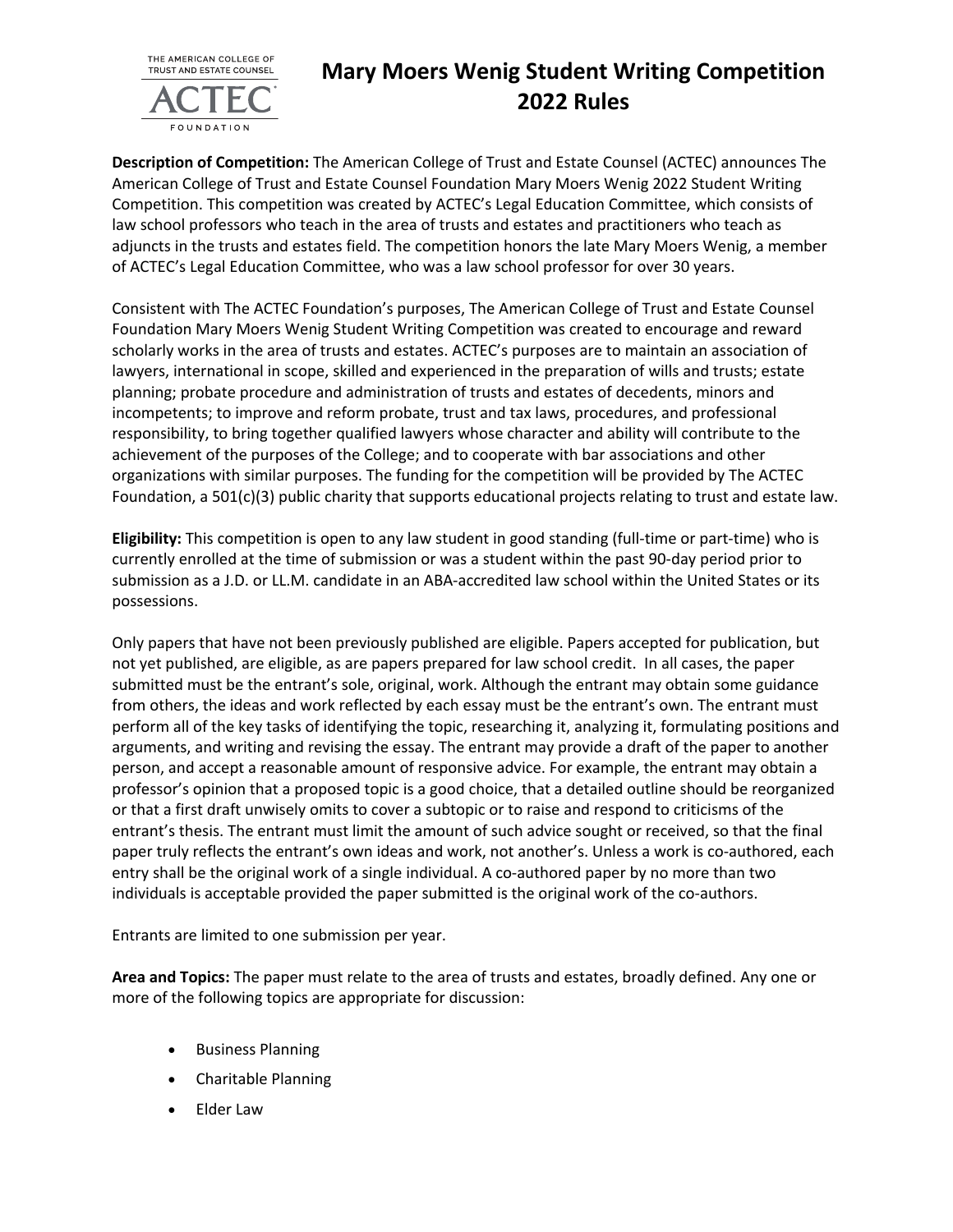# Mary Moers Wenig Student Writing Competition 2022 Rules

**Description of Competition:** The American College of Trust and Estate Counsel (ACTEC) announces The American College of Trust and Estate Counsel Foundation Mary Moers Wenig 2022 Student Writing Competition. This competition was created by ACTEC's Legal Education Committee, which consists of law school professors who teach in the area of trusts and estates and practitioners who teach as adjuncts in the trusts and estates field. The competition honors the late Mary Moers Wenig, a member of ACTEC's Legal Education Committee, who was a law school professor for over 30 years.

Consistent with The ACTEC Foundation's purposes, The American College of Trust and Estate Counsel Foundation Mary Moers Wenig Student Writing Competition was created to encourage and reward scholarly works in the area of trusts and estates. ACTEC's purposes are to maintain an association of lawyers, international in scope, skilled and experienced in the preparation of wills and trusts; estate planning; probate procedure and administration of trusts and estates of decedents, minors and incompetents; to improve and reform probate, trust and tax laws, procedures, and professional responsibility, to bring together qualified lawyers whose character and ability will contribute to the achievement of the purposes of the College; and to cooperate with bar associations and other organizations with similar purposes. The funding for the competition will be provided by The ACTEC Foundation, a 501(c)(3) public charity that supports educational projects relating to trust and estate law.

**Eligibility:** This competition is open to any law student in good standing (full-time or part-time) who is currently enrolled at the time of submission or was a student within the past 90-day period prior to submission as a J.D. or LL.M. candidate in an ABA-accredited law school within the United States or its possessions.

Only papers that have not been previously published are eligible. Papers accepted for publication, but not yet published, are eligible, as are papers prepared for law school credit. In all cases, the paper submitted must be the entrant's sole, original, work. Although the entrant may obtain some guidance from others, the ideas and work reflected by each essay must be the entrant's own. The entrant must perform all of the key tasks of identifying the topic, researching it, analyzing it, formulating positions and arguments, and writing and revising the essay. The entrant may provide a draft of the paper to another person, and accept a reasonable amount of responsive advice. For example, the entrant may obtain a professor's opinion that a proposed topic is a good choice, that a detailed outline should be reorganized or that a first draft unwisely omits to cover a subtopic or to raise and respond to criticisms of the entrant's thesis. The entrant must limit the amount of such advice sought or received, so that the final paper truly reflects the entrant's own ideas and work, not another's. Unless a work is co-authored, each entry shall be the original work of a single individual. A co-authored paper by no more than two individuals is acceptable provided the paper submitted is the original work of the co-authors.

Entrants are limited to one submission per year.

**Area and Topics:** The paper must relate to the area of trusts and estates, broadly defined. Any one or more of the following topics are appropriate for discussion:

- Business Planning
- Charitable Planning
- Elder Law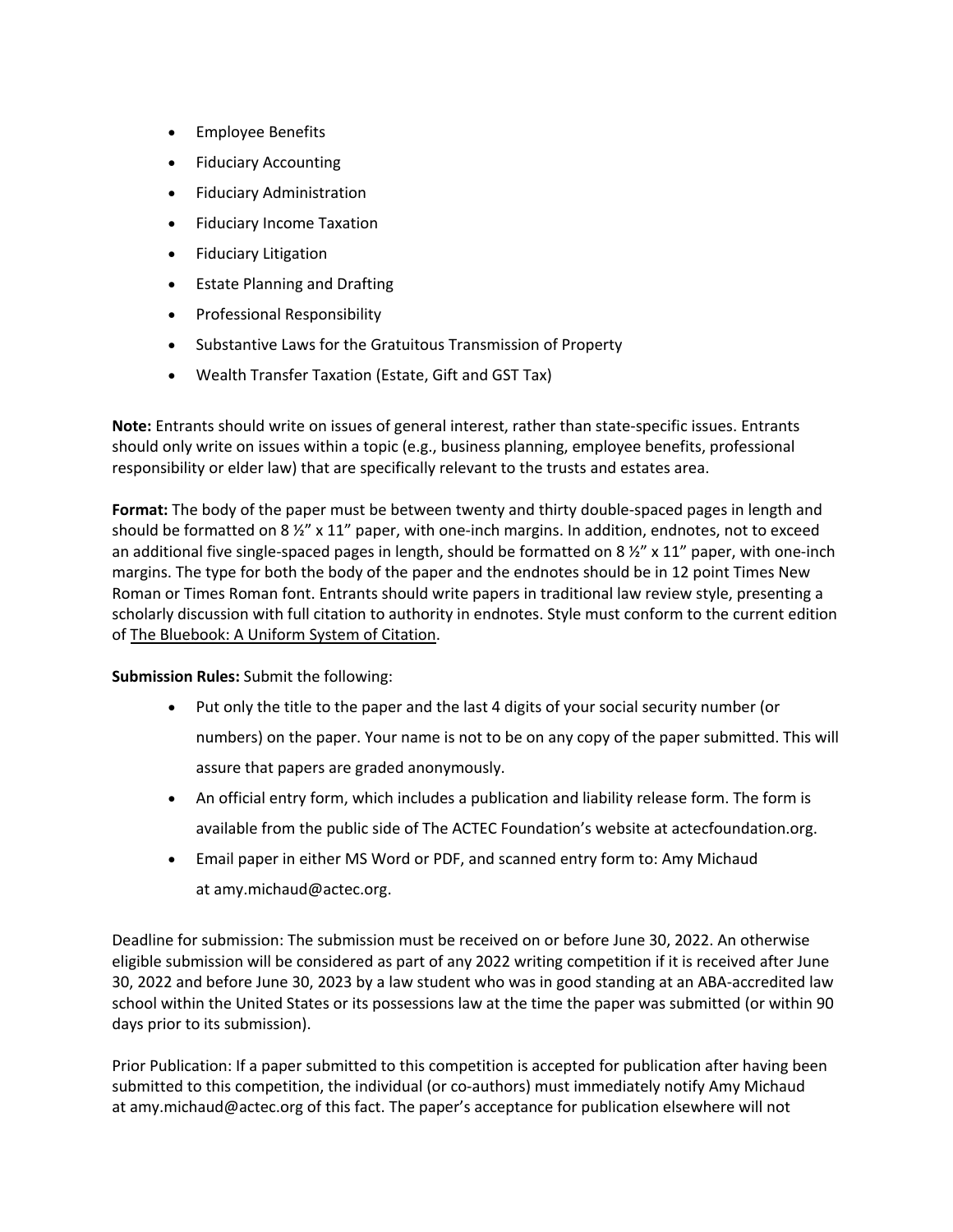- Employee Benefits
- Fiduciary Accounting
- Fiduciary Administration
- Fiduciary Income Taxation
- Fiduciary Litigation
- Estate Planning and Drafting
- Professional Responsibility
- Substantive Laws for the Gratuitous Transmission of Property
- Wealth Transfer Taxation (Estate, Gift and GST Tax)

**Note:** Entrants should write on issues of general interest, rather than state-specific issues. Entrants should only write on issues within a topic (e.g., business planning, employee benefits, professional responsibility or elder law) that are specifically relevant to the trusts and estates area.

**Format:** The body of the paper must be between twenty and thirty double-spaced pages in length and should be formatted on 8 ½" x 11" paper, with one-inch margins. In addition, endnotes, not to exceed an additional five single-spaced pages in length, should be formatted on 8 ½" x 11" paper, with one-inch margins. The type for both the body of the paper and the endnotes should be in 12 point Times New Roman or Times Roman font. Entrants should write papers in traditional law review style, presenting a scholarly discussion with full citation to authority in endnotes. Style must conform to the current edition of The Bluebook: A Uniform System of Citation.

**Submission Rules:** Submit the following:

- Put only the title to the paper and the last 4 digits of your social security number (or numbers) on the paper. Your name is not to be on any copy of the paper submitted. This will assure that papers are graded anonymously.
- An official entry form, which includes a publication and liability release form. The form is available from the public side of The ACTEC Foundation's website at actecfoundation.org.
- Email paper in either MS Word or PDF, and scanned entry form to: Amy Michaud at amy.michaud@actec.org.

Deadline for submission: The submission must be received on or before June 30, 2022. An otherwise eligible submission will be considered as part of any 2022 writing competition if it is received after June 30, 2022 and before June 30, 2023 by a law student who was in good standing at an ABA-accredited law school within the United States or its possessions law at the time the paper was submitted (or within 90 days prior to its submission).

Prior Publication: If a paper submitted to this competition is accepted for publication after having been submitted to this competition, the individual (or co-authors) must immediately notify Amy Michaud at amy.michaud@actec.org of this fact. The paper's acceptance for publication elsewhere will not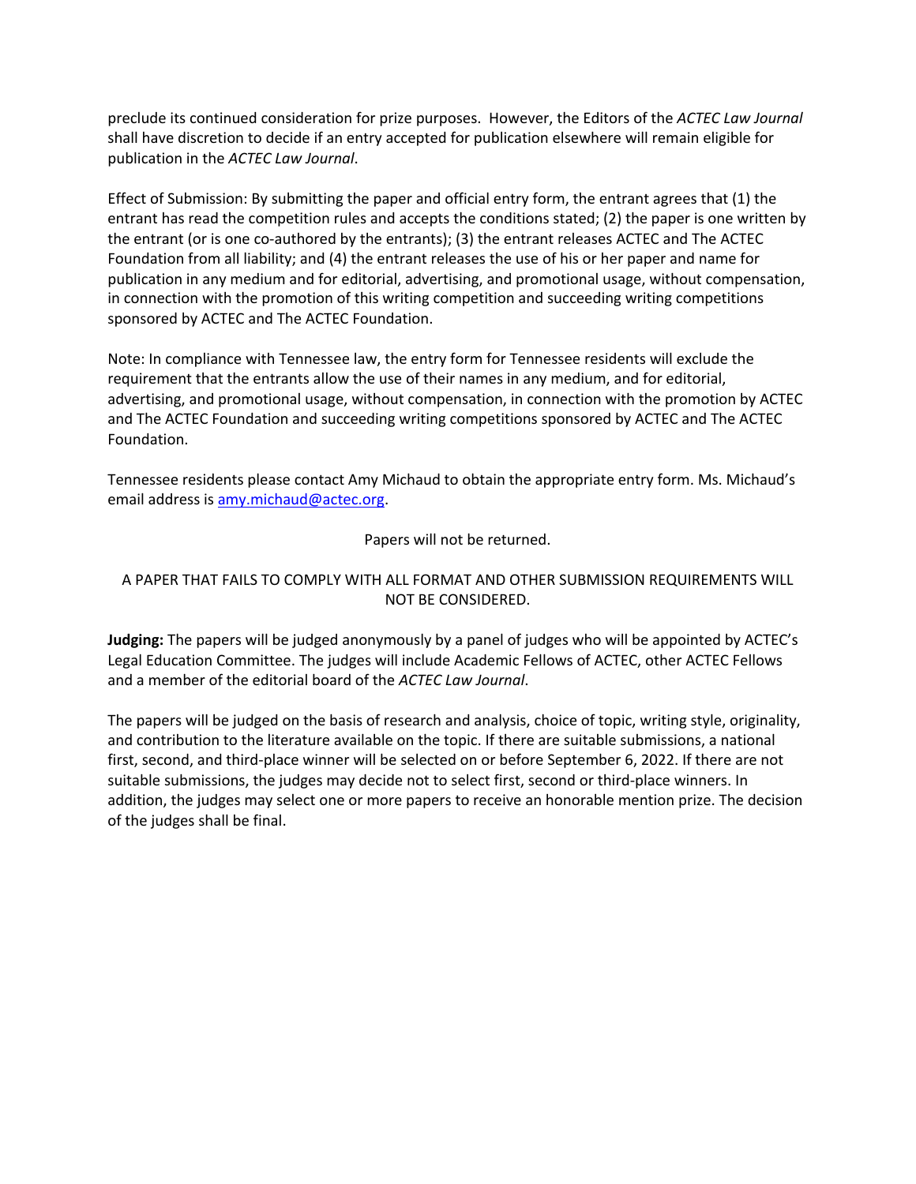preclude its continued consideration for prize purposes. However, the Editors of the *ACTEC Law Journal* shall have discretion to decide if an entry accepted for publication elsewhere will remain eligible for publication in the *ACTEC Law Journal*.

Effect of Submission: By submitting the paper and official entry form, the entrant agrees that (1) the entrant has read the competition rules and accepts the conditions stated; (2) the paper is one written by the entrant (or is one co-authored by the entrants); (3) the entrant releases ACTEC and The ACTEC Foundation from all liability; and (4) the entrant releases the use of his or her paper and name for publication in any medium and for editorial, advertising, and promotional usage, without compensation, in connection with the promotion of this writing competition and succeeding writing competitions sponsored by ACTEC and The ACTEC Foundation.

Note: In compliance with Tennessee law, the entry form for Tennessee residents will exclude the requirement that the entrants allow the use of their names in any medium, and for editorial, advertising, and promotional usage, without compensation, in connection with the promotion by ACTEC and The ACTEC Foundation and succeeding writing competitions sponsored by ACTEC and The ACTEC Foundation.

Tennessee residents please contact Amy Michaud to obtain the appropriate entry form. Ms. Michaud's email address is amy.michaud@actec.org.

Papers will not be returned.

A PAPER THAT FAILS TO COMPLY WITH ALL FORMAT AND OTHER SUBMISSION REQUIREMENTS WILL NOT BE CONSIDERED.

**Judging:** The papers will be judged anonymously by a panel of judges who will be appointed by ACTEC's Legal Education Committee. The judges will include Academic Fellows of ACTEC, other ACTEC Fellows and a member of the editorial board of the *ACTEC Law Journal*.

The papers will be judged on the basis of research and analysis, choice of topic, writing style, originality, and contribution to the literature available on the topic. If there are suitable submissions, a national first, second, and third-place winner will be selected on or before September 6, 2022. If there are not suitable submissions, the judges may decide not to select first, second or third-place winners. In addition, the judges may select one or more papers to receive an honorable mention prize. The decision of the judges shall be final.